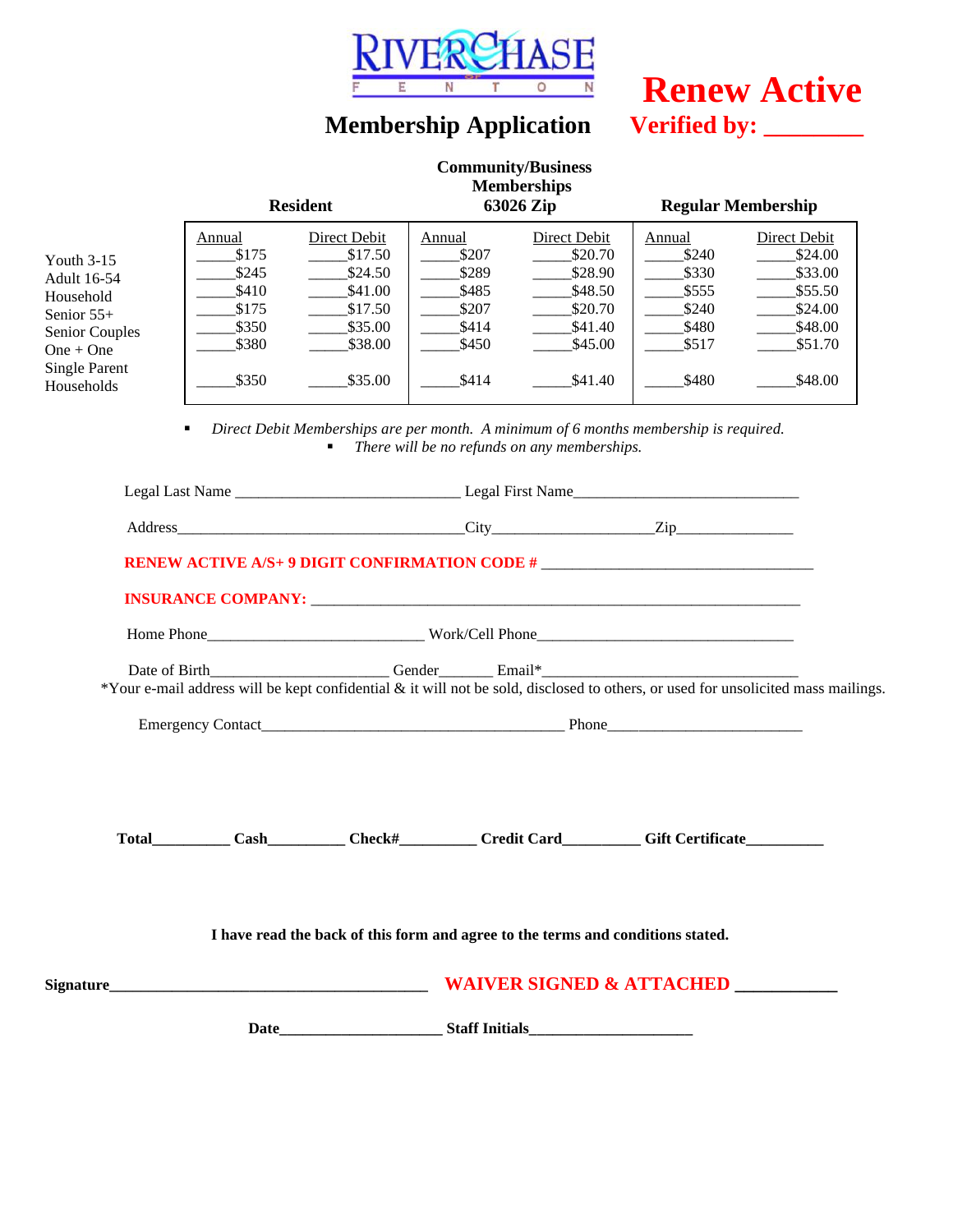RIVERCHASE
FENTON

# Membership Application

**Renew Active**
**Verified by: ________**

| | Resident | | Community/Business Memberships 63026 Zip | | Regular Membership | |
|---|---|---|---|---|---|---|
| | Annual | Direct Debit | Annual | Direct Debit | Annual | Direct Debit |
| Youth 3-15 | _____$175 | _____$17.50 | _____$207 | _____$20.70 | _____$240 | _____$24.00 |
| Adult 16-54 | _____$245 | _____$24.50 | _____$289 | _____$28.90 | _____$330 | _____$33.00 |
| Household | _____$410 | _____$41.00 | _____$485 | _____$48.50 | _____$555 | _____$55.50 |
| Senior 55+ | _____$175 | _____$17.50 | _____$207 | _____$20.70 | _____$240 | _____$24.00 |
| Senior Couples | _____$350 | _____$35.00 | _____$414 | _____$41.40 | _____$480 | _____$48.00 |
| One + One | _____$380 | _____$38.00 | _____$450 | _____$45.00 | _____$517 | _____$51.70 |
| Single Parent Households | _____$350 | _____$35.00 | _____$414 | _____$41.40 | _____$480 | _____$48.00 |

- *Direct Debit Memberships are per month. A minimum of 6 months membership is required.*
- *There will be no refunds on any memberships.*

Legal Last Name ____________________________ Legal First Name____________________________

Address____________________________________City____________________Zip_______________

**RENEW ACTIVE A/S+ 9 DIGIT CONFIRMATION CODE #** ___________________________________

**INSURANCE COMPANY:** _____________________________________________________________

Home Phone___________________________ Work/Cell Phone_________________________________

Date of Birth______________________ Gender_______ Email*_________________________________

*Your e-mail address will be kept confidential & it will not be sold, disclosed to others, or used for unsolicited mass mailings.

Emergency Contact______________________________________ Phone_________________________

**Total__________ Cash__________ Check#__________ Credit Card__________ Gift Certificate__________**

**I have read the back of this form and agree to the terms and conditions stated.**

**Signature________________________________________** **WAIVER SIGNED & ATTACHED ____________**

**Date_____________________ Staff Initials_____________________**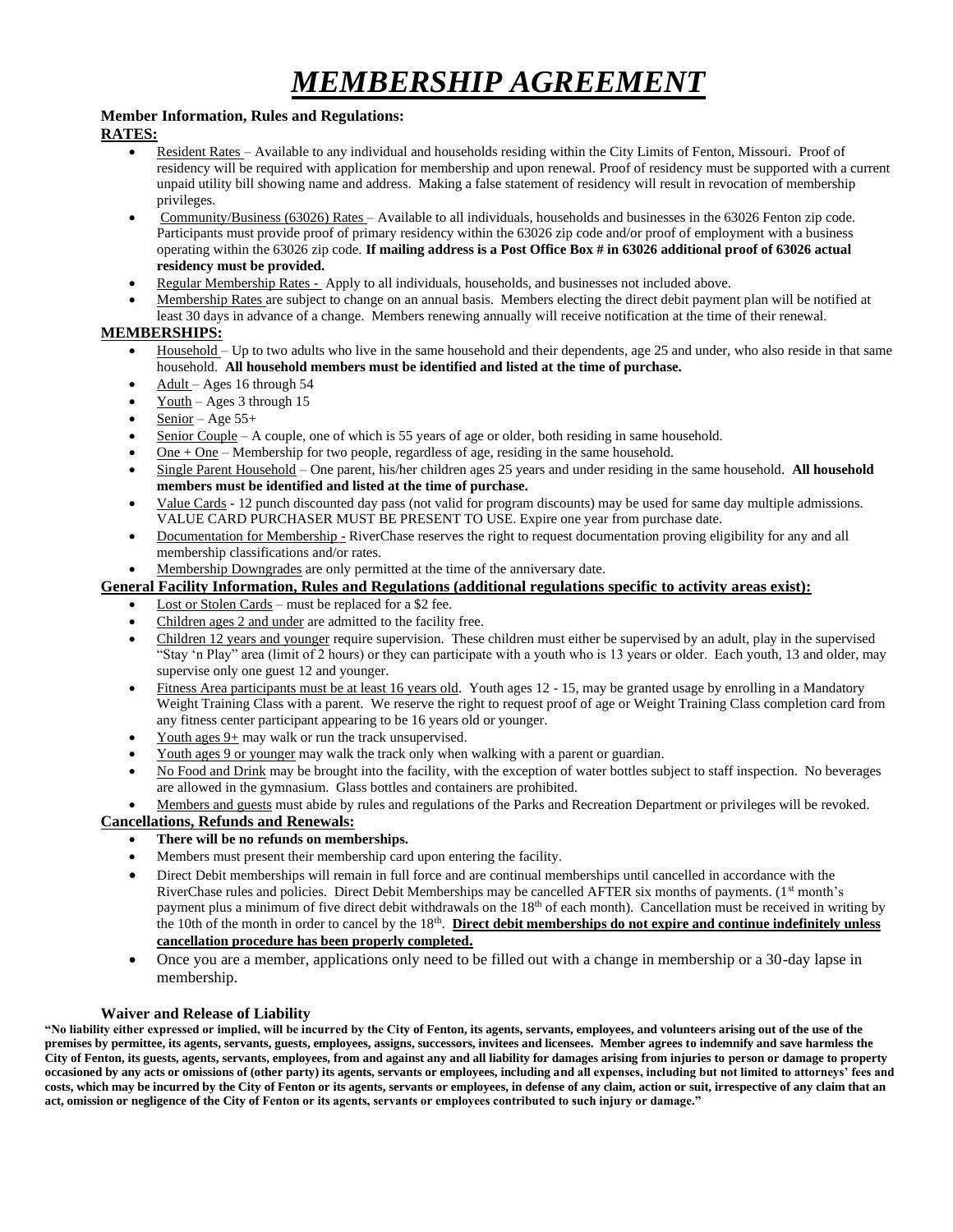# *MEMBERSHIP AGREEMENT*

**Member Information, Rules and Regulations:**

**RATES:**

- Resident Rates – Available to any individual and households residing within the City Limits of Fenton, Missouri. Proof of residency will be required with application for membership and upon renewal. Proof of residency must be supported with a current unpaid utility bill showing name and address. Making a false statement of residency will result in revocation of membership privileges.
- Community/Business (63026) Rates – Available to all individuals, households and businesses in the 63026 Fenton zip code. Participants must provide proof of primary residency within the 63026 zip code and/or proof of employment with a business operating within the 63026 zip code. **If mailing address is a Post Office Box # in 63026 additional proof of 63026 actual residency must be provided.**
- Regular Membership Rates - Apply to all individuals, households, and businesses not included above.
- Membership Rates are subject to change on an annual basis. Members electing the direct debit payment plan will be notified at least 30 days in advance of a change. Members renewing annually will receive notification at the time of their renewal.

**MEMBERSHIPS:**

- Household – Up to two adults who live in the same household and their dependents, age 25 and under, who also reside in that same household. **All household members must be identified and listed at the time of purchase.**
- Adult – Ages 16 through 54
- Youth – Ages 3 through 15
- Senior – Age 55+
- Senior Couple – A couple, one of which is 55 years of age or older, both residing in same household.
- One + One – Membership for two people, regardless of age, residing in the same household.
- Single Parent Household – One parent, his/her children ages 25 years and under residing in the same household. **All household members must be identified and listed at the time of purchase.**
- Value Cards - 12 punch discounted day pass (not valid for program discounts) may be used for same day multiple admissions. VALUE CARD PURCHASER MUST BE PRESENT TO USE. Expire one year from purchase date.
- Documentation for Membership - RiverChase reserves the right to request documentation proving eligibility for any and all membership classifications and/or rates.
- Membership Downgrades are only permitted at the time of the anniversary date.

**General Facility Information, Rules and Regulations (additional regulations specific to activity areas exist):**

- Lost or Stolen Cards – must be replaced for a $2 fee.
- Children ages 2 and under are admitted to the facility free.
- Children 12 years and younger require supervision. These children must either be supervised by an adult, play in the supervised "Stay 'n Play" area (limit of 2 hours) or they can participate with a youth who is 13 years or older. Each youth, 13 and older, may supervise only one guest 12 and younger.
- Fitness Area participants must be at least 16 years old. Youth ages 12 - 15, may be granted usage by enrolling in a Mandatory Weight Training Class with a parent. We reserve the right to request proof of age or Weight Training Class completion card from any fitness center participant appearing to be 16 years old or younger.
- Youth ages 9+ may walk or run the track unsupervised.
- Youth ages 9 or younger may walk the track only when walking with a parent or guardian.
- No Food and Drink may be brought into the facility, with the exception of water bottles subject to staff inspection. No beverages are allowed in the gymnasium. Glass bottles and containers are prohibited.
- Members and guests must abide by rules and regulations of the Parks and Recreation Department or privileges will be revoked.

**Cancellations, Refunds and Renewals:**

- **There will be no refunds on memberships.**
- Members must present their membership card upon entering the facility.
- Direct Debit memberships will remain in full force and are continual memberships until cancelled in accordance with the RiverChase rules and policies. Direct Debit Memberships may be cancelled AFTER six months of payments. (1st month's payment plus a minimum of five direct debit withdrawals on the 18th of each month). Cancellation must be received in writing by the 10th of the month in order to cancel by the 18th. **Direct debit memberships do not expire and continue indefinitely unless cancellation procedure has been properly completed.**
- Once you are a member, applications only need to be filled out with a change in membership or a 30-day lapse in membership.

**Waiver and Release of Liability**

**"No liability either expressed or implied, will be incurred by the City of Fenton, its agents, servants, employees, and volunteers arising out of the use of the premises by permittee, its agents, servants, guests, employees, assigns, successors, invitees and licensees. Member agrees to indemnify and save harmless the City of Fenton, its guests, agents, servants, employees, from and against any and all liability for damages arising from injuries to person or damage to property occasioned by any acts or omissions of (other party) its agents, servants or employees, including and all expenses, including but not limited to attorneys' fees and costs, which may be incurred by the City of Fenton or its agents, servants or employees, in defense of any claim, action or suit, irrespective of any claim that an act, omission or negligence of the City of Fenton or its agents, servants or employees contributed to such injury or damage."**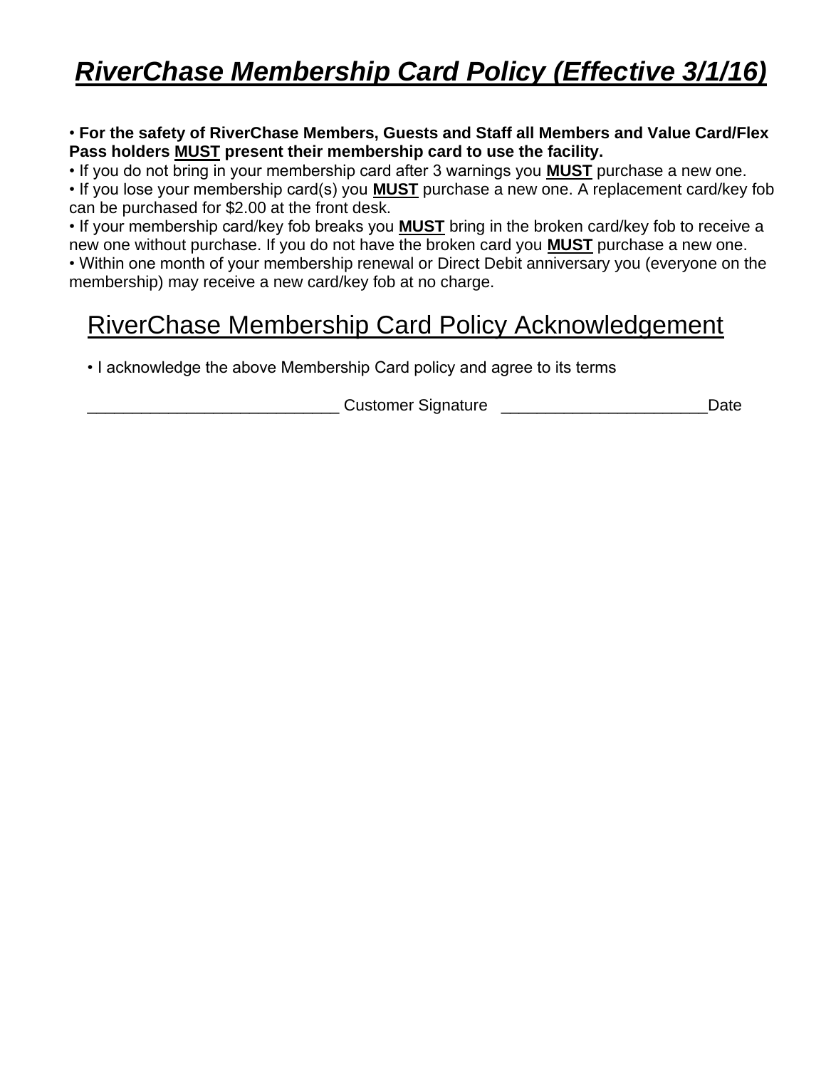# ***RiverChase Membership Card Policy (Effective 3/1/16)***

• **For the safety of RiverChase Members, Guests and Staff all Members and Value Card/Flex Pass holders MUST present their membership card to use the facility.**

• If you do not bring in your membership card after 3 warnings you **MUST** purchase a new one.

• If you lose your membership card(s) you **MUST** purchase a new one. A replacement card/key fob can be purchased for $2.00 at the front desk.

• If your membership card/key fob breaks you **MUST** bring in the broken card/key fob to receive a new one without purchase. If you do not have the broken card you **MUST** purchase a new one.

• Within one month of your membership renewal or Direct Debit anniversary you (everyone on the membership) may receive a new card/key fob at no charge.

## RiverChase Membership Card Policy Acknowledgement

• I acknowledge the above Membership Card policy and agree to its terms

____________________________ Customer Signature _______________________Date